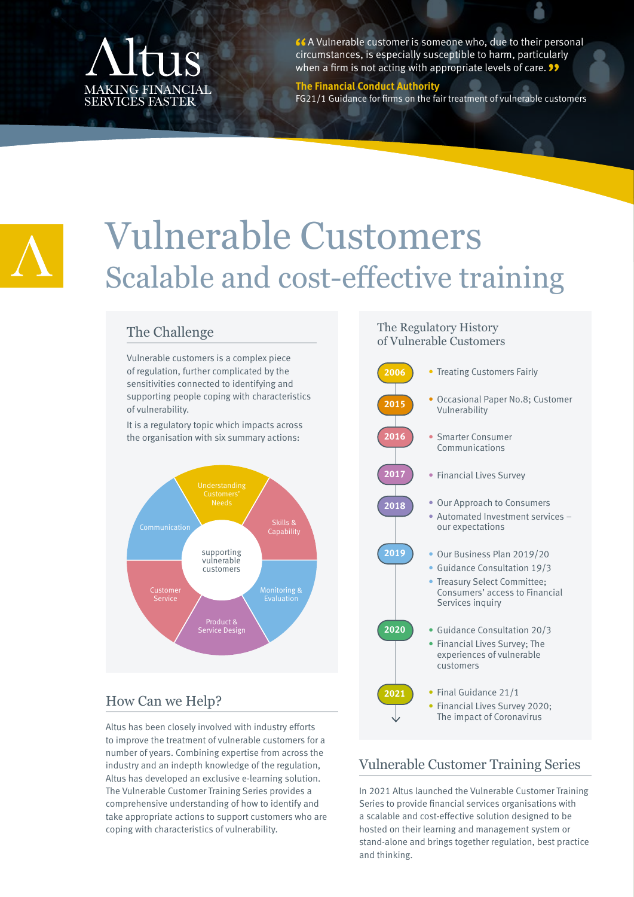Altus

MAKING FINANCIAL SERVICES FASTER

> "A Vulnerable customer is someone who, due to their personal circumstances, is especially susceptible to harm, particularly when a firm is not acting with appropriate levels of care."
>
> **The Financial Conduct Authority**
> FG21/1 Guidance for firms on the fair treatment of vulnerable customers

# Vulnerable Customers

## Scalable and cost-effective training

### The Challenge

Vulnerable customers is a complex piece of regulation, further complicated by the sensitivities connected to identifying and supporting people coping with characteristics of vulnerability.

It is a regulatory topic which impacts across the organisation with six summary actions:

supporting vulnerable customers:

- Understanding Customers' Needs
- Skills & Capability
- Monitoring & Evaluation
- Product & Service Design
- Customer Service
- Communication

### How Can we Help?

Altus has been closely involved with industry efforts to improve the treatment of vulnerable customers for a number of years. Combining expertise from across the industry and an indepth knowledge of the regulation, Altus has developed an exclusive e-learning solution. The Vulnerable Customer Training Series provides a comprehensive understanding of how to identify and take appropriate actions to support customers who are coping with characteristics of vulnerability.

### The Regulatory History of Vulnerable Customers

- **2006**
  - Treating Customers Fairly
- **2015**
  - Occasional Paper No.8; Customer Vulnerability
- **2016**
  - Smarter Consumer Communications
- **2017**
  - Financial Lives Survey
- **2018**
  - Our Approach to Consumers
  - Automated Investment services – our expectations
- **2019**
  - Our Business Plan 2019/20
  - Guidance Consultation 19/3
  - Treasury Select Committee; Consumers' access to Financial Services inquiry
- **2020**
  - Guidance Consultation 20/3
  - Financial Lives Survey; The experiences of vulnerable customers
- **2021**
  - Final Guidance 21/1
  - Financial Lives Survey 2020; The impact of Coronavirus

### Vulnerable Customer Training Series

In 2021 Altus launched the Vulnerable Customer Training Series to provide financial services organisations with a scalable and cost-effective solution designed to be hosted on their learning and management system or stand-alone and brings together regulation, best practice and thinking.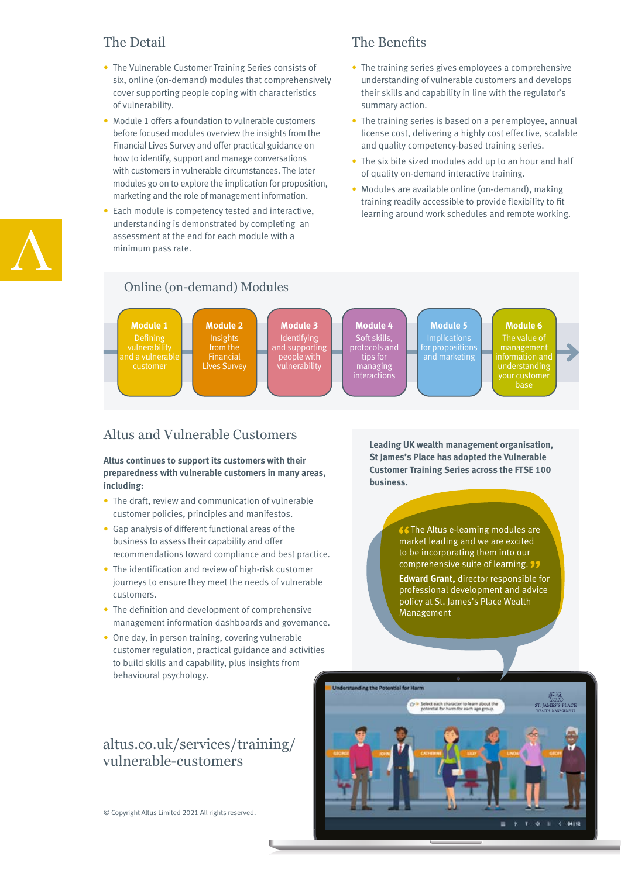## The Detail

- The Vulnerable Customer Training Series consists of six, online (on-demand) modules that comprehensively cover supporting people coping with characteristics of vulnerability.
- Module 1 offers a foundation to vulnerable customers before focused modules overview the insights from the Financial Lives Survey and offer practical guidance on how to identify, support and manage conversations with customers in vulnerable circumstances. The later modules go on to explore the implication for proposition, marketing and the role of management information.
- Each module is competency tested and interactive, understanding is demonstrated by completing an assessment at the end for each module with a minimum pass rate.

## The Benefits

- The training series gives employees a comprehensive understanding of vulnerable customers and develops their skills and capability in line with the regulator's summary action.
- The training series is based on a per employee, annual license cost, delivering a highly cost effective, scalable and quality competency-based training series.
- The six bite sized modules add up to an hour and half of quality on-demand interactive training.
- Modules are available online (on-demand), making training readily accessible to provide flexibility to fit learning around work schedules and remote working.

## Online (on-demand) Modules

**Module 1** Defining vulnerability and a vulnerable customer

**Module 2** Insights from the Financial Lives Survey

**Module 3** Identifying and supporting people with vulnerability

**Module 4** Soft skills, protocols and tips for managing interactions

**Module 5** Implications for propositions and marketing

**Module 6** The value of management information and understanding your customer base

## Altus and Vulnerable Customers

**Altus continues to support its customers with their preparedness with vulnerable customers in many areas, including:**

- The draft, review and communication of vulnerable customer policies, principles and manifestos.
- Gap analysis of different functional areas of the business to assess their capability and offer recommendations toward compliance and best practice.
- The identification and review of high-risk customer journeys to ensure they meet the needs of vulnerable customers.
- The definition and development of comprehensive management information dashboards and governance.
- One day, in person training, covering vulnerable customer regulation, practical guidance and activities to build skills and capability, plus insights from behavioural psychology.

**Leading UK wealth management organisation, St James's Place has adopted the Vulnerable Customer Training Series across the FTSE 100 business.**

"The Altus e-learning modules are market leading and we are excited to be incorporating them into our comprehensive suite of learning."

**Edward Grant,** director responsible for professional development and advice policy at St. James's Place Wealth Management

altus.co.uk/services/training/vulnerable-customers

© Copyright Altus Limited 2021 All rights reserved.